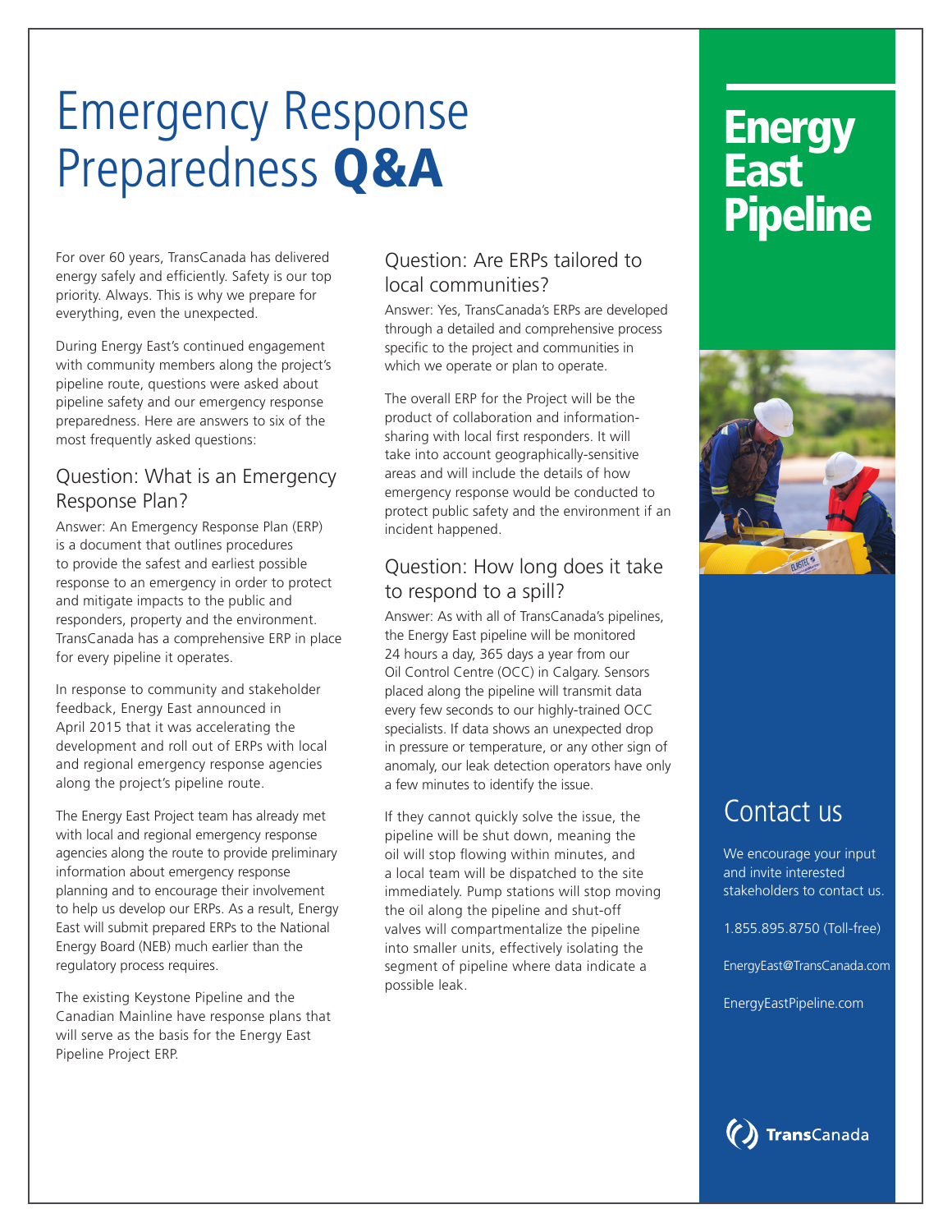# Emergency Response Preparedness **Q&A**

For over 60 years, TransCanada has delivered energy safely and efficiently. Safety is our top priority. Always. This is why we prepare for everything, even the unexpected.

During Energy East's continued engagement with community members along the project's pipeline route, questions were asked about pipeline safety and our emergency response preparedness. Here are answers to six of the most frequently asked questions:

## Question: What is an Emergency Response Plan?

Answer: An Emergency Response Plan (ERP) is a document that outlines procedures to provide the safest and earliest possible response to an emergency in order to protect and mitigate impacts to the public and responders, property and the environment. TransCanada has a comprehensive ERP in place for every pipeline it operates.

In response to community and stakeholder feedback, Energy East announced in April 2015 that it was accelerating the development and roll out of ERPs with local and regional emergency response agencies along the project's pipeline route.

The Energy East Project team has already met with local and regional emergency response agencies along the route to provide preliminary information about emergency response planning and to encourage their involvement to help us develop our ERPs. As a result, Energy East will submit prepared ERPs to the National Energy Board (NEB) much earlier than the regulatory process requires.

The existing Keystone Pipeline and the Canadian Mainline have response plans that will serve as the basis for the Energy East Pipeline Project ERP.

## Question: Are ERPs tailored to local communities?

Answer: Yes, TransCanada's ERPs are developed through a detailed and comprehensive process specific to the project and communities in which we operate or plan to operate.

The overall ERP for the Project will be the product of collaboration and information-sharing with local first responders. It will take into account geographically-sensitive areas and will include the details of how emergency response would be conducted to protect public safety and the environment if an incident happened.

## Question: How long does it take to respond to a spill?

Answer: As with all of TransCanada's pipelines, the Energy East pipeline will be monitored 24 hours a day, 365 days a year from our Oil Control Centre (OCC) in Calgary. Sensors placed along the pipeline will transmit data every few seconds to our highly-trained OCC specialists. If data shows an unexpected drop in pressure or temperature, or any other sign of anomaly, our leak detection operators have only a few minutes to identify the issue.

If they cannot quickly solve the issue, the pipeline will be shut down, meaning the oil will stop flowing within minutes, and a local team will be dispatched to the site immediately. Pump stations will stop moving the oil along the pipeline and shut-off valves will compartmentalize the pipeline into smaller units, effectively isolating the segment of pipeline where data indicate a possible leak.

**Energy East Pipeline**

## Contact us

We encourage your input and invite interested stakeholders to contact us.

1.855.895.8750 (Toll-free)

EnergyEast@TransCanada.com

EnergyEastPipeline.com

TransCanada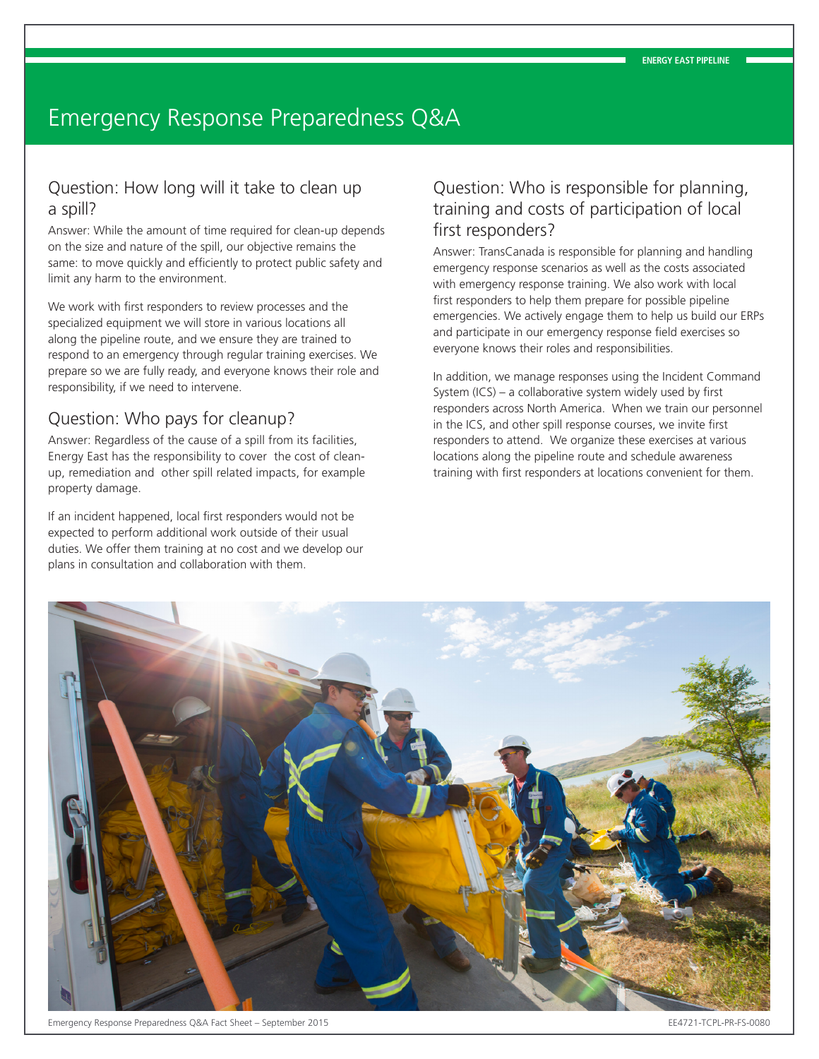# Emergency Response Preparedness Q&A

## Question: How long will it take to clean up a spill?

Answer: While the amount of time required for clean-up depends on the size and nature of the spill, our objective remains the same: to move quickly and efficiently to protect public safety and limit any harm to the environment.

We work with first responders to review processes and the specialized equipment we will store in various locations all along the pipeline route, and we ensure they are trained to respond to an emergency through regular training exercises. We prepare so we are fully ready, and everyone knows their role and responsibility, if we need to intervene.

## Question: Who pays for cleanup?

Answer: Regardless of the cause of a spill from its facilities, Energy East has the responsibility to cover the cost of clean-up, remediation and other spill related impacts, for example property damage.

If an incident happened, local first responders would not be expected to perform additional work outside of their usual duties. We offer them training at no cost and we develop our plans in consultation and collaboration with them.

## Question: Who is responsible for planning, training and costs of participation of local first responders?

Answer: TransCanada is responsible for planning and handling emergency response scenarios as well as the costs associated with emergency response training. We also work with local first responders to help them prepare for possible pipeline emergencies. We actively engage them to help us build our ERPs and participate in our emergency response field exercises so everyone knows their roles and responsibilities.

In addition, we manage responses using the Incident Command System (ICS) – a collaborative system widely used by first responders across North America. When we train our personnel in the ICS, and other spill response courses, we invite first responders to attend. We organize these exercises at various locations along the pipeline route and schedule awareness training with first responders at locations convenient for them.